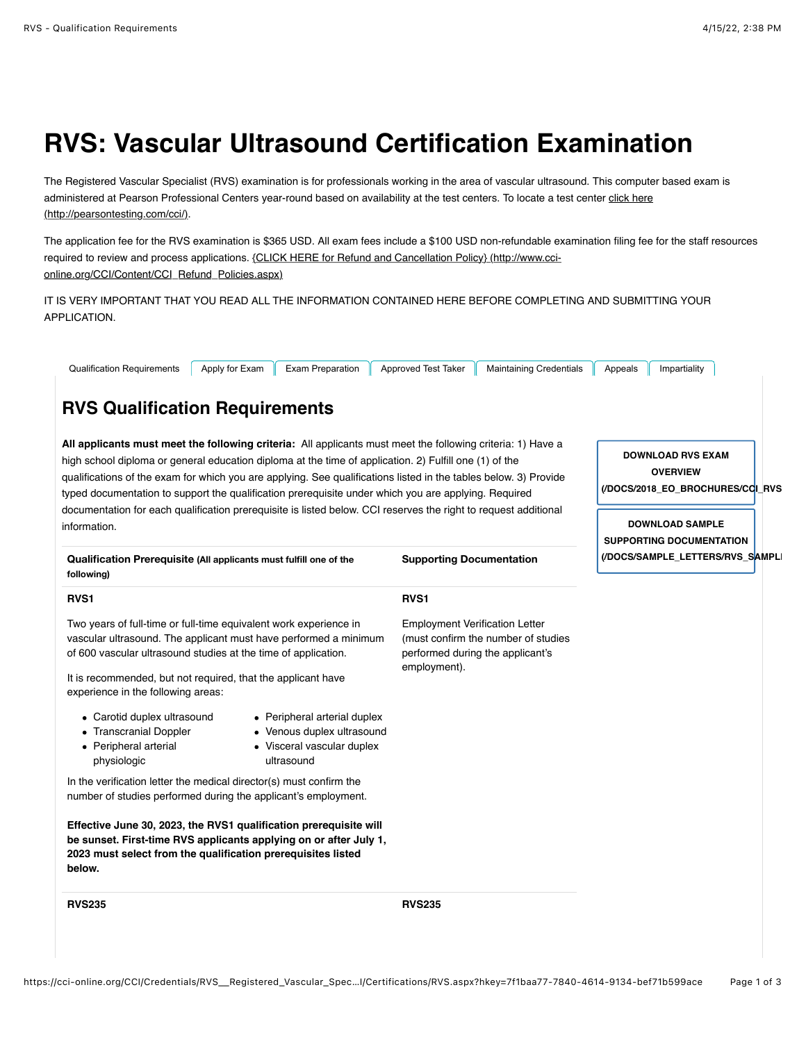# RVS: Vascular Ultrasound Certification Examination

The Registered Vascular Specialist (RVS) examination is for professionals working in the area of vascular ultrasound. This computer based exam is administered at Pearson Professional Centers year-round based on availability at the test centers. To locate a test center [click here (http://pearsontesting.com/cci/)](http://pearsontesting.com/cci/).

The application fee for the RVS examination is $365 USD. All exam fees include a $100 USD non-refundable examination filing fee for the staff resources required to review and process applications. [{CLICK HERE for Refund and Cancellation Policy} (http://www.cci-online.org/CCI/Content/CCI_Refund_Policies.aspx)](http://www.cci-online.org/CCI/Content/CCI_Refund_Policies.aspx)

IT IS VERY IMPORTANT THAT YOU READ ALL THE INFORMATION CONTAINED HERE BEFORE COMPLETING AND SUBMITTING YOUR APPLICATION.

Qualification Requirements | Apply for Exam | Exam Preparation | Approved Test Taker | Maintaining Credentials | Appeals | Impartiality

## RVS Qualification Requirements

**DOWNLOAD RVS EXAM OVERVIEW (/DOCS/2018_EO_BROCHURES/CCI_RVS**

**DOWNLOAD SAMPLE SUPPORTING DOCUMENTATION (/DOCS/SAMPLE_LETTERS/RVS_SAMPL**

**All applicants must meet the following criteria:** All applicants must meet the following criteria: 1) Have a high school diploma or general education diploma at the time of application. 2) Fulfill one (1) of the qualifications of the exam for which you are applying. See qualifications listed in the tables below. 3) Provide typed documentation to support the qualification prerequisite under which you are applying. Required documentation for each qualification prerequisite is listed below. CCI reserves the right to request additional information.

| **Qualification Prerequisite** (All applicants must fulfill one of the following) | **Supporting Documentation** |
|---|---|
| **RVS1** | **RVS1** |
| Two years of full-time or full-time equivalent work experience in vascular ultrasound. The applicant must have performed a minimum of 600 vascular ultrasound studies at the time of application.<br><br>It is recommended, but not required, that the applicant have experience in the following areas:<br>• Carotid duplex ultrasound<br>• Transcranial Doppler<br>• Peripheral arterial physiologic<br>• Peripheral arterial duplex<br>• Venous duplex ultrasound<br>• Visceral vascular duplex ultrasound<br><br>In the verification letter the medical director(s) must confirm the number of studies performed during the applicant's employment.<br><br>**Effective June 30, 2023, the RVS1 qualification prerequisite will be sunset. First-time RVS applicants applying on or after July 1, 2023 must select from the qualification prerequisites listed below.** | Employment Verification Letter (must confirm the number of studies performed during the applicant's employment). |
| **RVS235** | **RVS235** |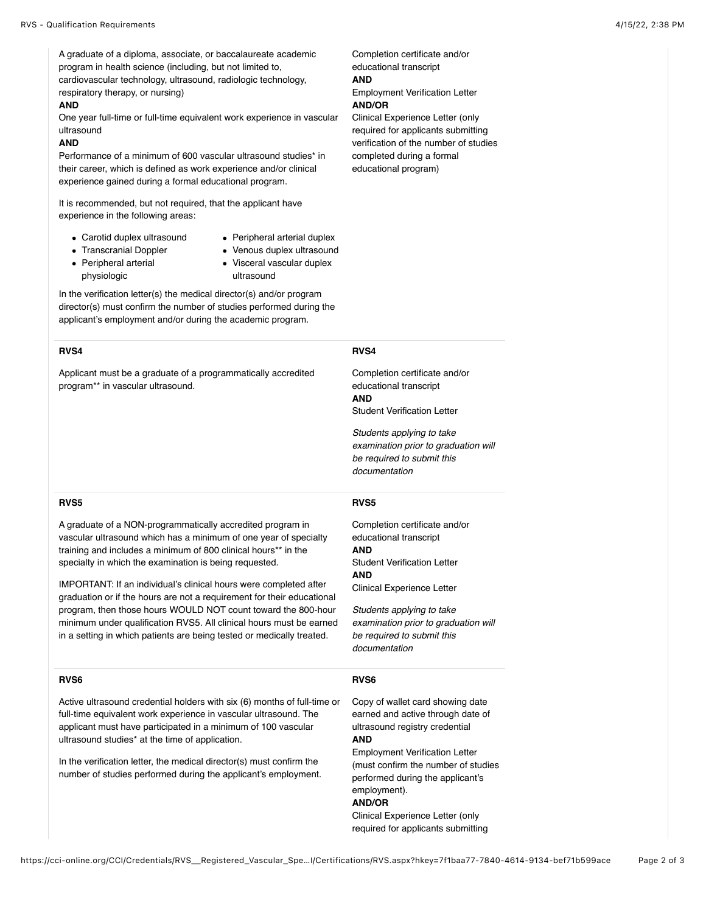| | |
|---|---|
| A graduate of a diploma, associate, or baccalaureate academic program in health science (including, but not limited to, cardiovascular technology, ultrasound, radiologic technology, respiratory therapy, or nursing)<br>**AND**<br>One year full-time or full-time equivalent work experience in vascular ultrasound<br>**AND**<br>Performance of a minimum of 600 vascular ultrasound studies* in their career, which is defined as work experience and/or clinical experience gained during a formal educational program.<br><br>It is recommended, but not required, that the applicant have experience in the following areas:<br>• Carotid duplex ultrasound<br>• Transcranial Doppler<br>• Peripheral arterial physiologic<br>• Peripheral arterial duplex<br>• Venous duplex ultrasound<br>• Visceral vascular duplex ultrasound<br><br>In the verification letter(s) the medical director(s) and/or program director(s) must confirm the number of studies performed during the applicant's employment and/or during the academic program. | Completion certificate and/or educational transcript<br>**AND**<br>Employment Verification Letter<br>**AND/OR**<br>Clinical Experience Letter (only required for applicants submitting verification of the number of studies completed during a formal educational program) |
| **RVS4**<br><br>Applicant must be a graduate of a programmatically accredited program** in vascular ultrasound. | **RVS4**<br><br>Completion certificate and/or educational transcript<br>**AND**<br>Student Verification Letter<br><br>*Students applying to take examination prior to graduation will be required to submit this documentation* |
| **RVS5**<br><br>A graduate of a NON-programmatically accredited program in vascular ultrasound which has a minimum of one year of specialty training and includes a minimum of 800 clinical hours** in the specialty in which the examination is being requested.<br><br>IMPORTANT: If an individual's clinical hours were completed after graduation or if the hours are not a requirement for their educational program, then those hours WOULD NOT count toward the 800-hour minimum under qualification RVS5. All clinical hours must be earned in a setting in which patients are being tested or medically treated. | **RVS5**<br><br>Completion certificate and/or educational transcript<br>**AND**<br>Student Verification Letter<br>**AND**<br>Clinical Experience Letter<br><br>*Students applying to take examination prior to graduation will be required to submit this documentation* |
| **RVS6**<br><br>Active ultrasound credential holders with six (6) months of full-time or full-time equivalent work experience in vascular ultrasound. The applicant must have participated in a minimum of 100 vascular ultrasound studies* at the time of application.<br><br>In the verification letter, the medical director(s) must confirm the number of studies performed during the applicant's employment. | **RVS6**<br><br>Copy of wallet card showing date earned and active through date of ultrasound registry credential<br>**AND**<br>Employment Verification Letter (must confirm the number of studies performed during the applicant's employment).<br>**AND/OR**<br>Clinical Experience Letter (only required for applicants submitting |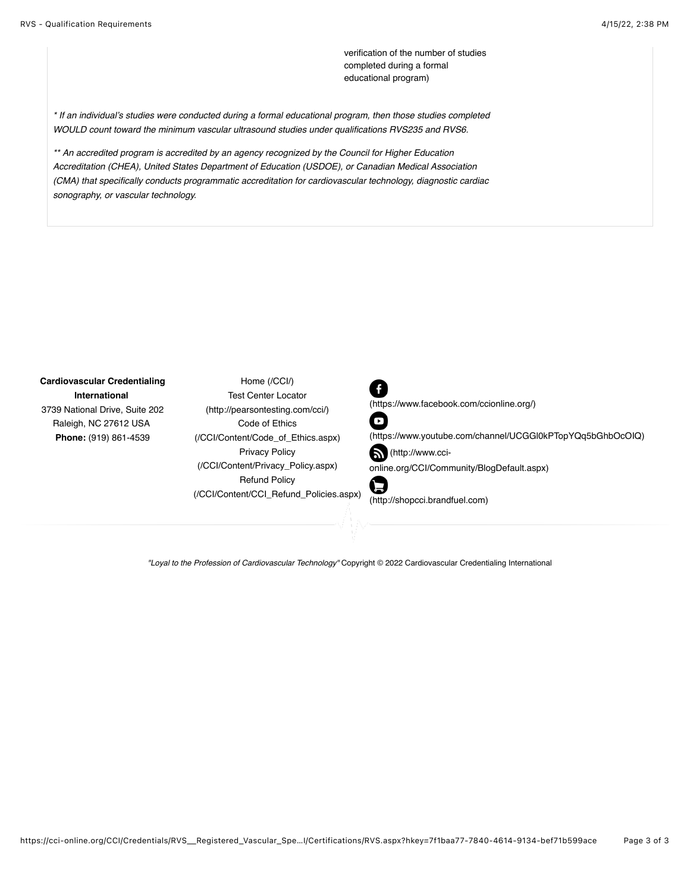verification of the number of studies completed during a formal educational program)

*\* If an individual's studies were conducted during a formal educational program, then those studies completed WOULD count toward the minimum vascular ultrasound studies under qualifications RVS235 and RVS6.*

*\*\* An accredited program is accredited by an agency recognized by the Council for Higher Education Accreditation (CHEA), United States Department of Education (USDOE), or Canadian Medical Association (CMA) that specifically conducts programmatic accreditation for cardiovascular technology, diagnostic cardiac sonography, or vascular technology.*

**Cardiovascular Credentialing International**
3739 National Drive, Suite 202
Raleigh, NC 27612 USA
**Phone:** (919) 861-4539

Home (/CCI/)
Test Center Locator (http://pearsontesting.com/cci/)
Code of Ethics (/CCI/Content/Code_of_Ethics.aspx)
Privacy Policy (/CCI/Content/Privacy_Policy.aspx)
Refund Policy (/CCI/Content/CCI_Refund_Policies.aspx)

(https://www.facebook.com/ccionline.org/)
(https://www.youtube.com/channel/UCGGl0kPTopYQq5bGhbOcOIQ)
(http://www.cci-online.org/CCI/Community/BlogDefault.aspx)
(http://shopcci.brandfuel.com)

*"Loyal to the Profession of Cardiovascular Technology"* Copyright © 2022 Cardiovascular Credentialing International